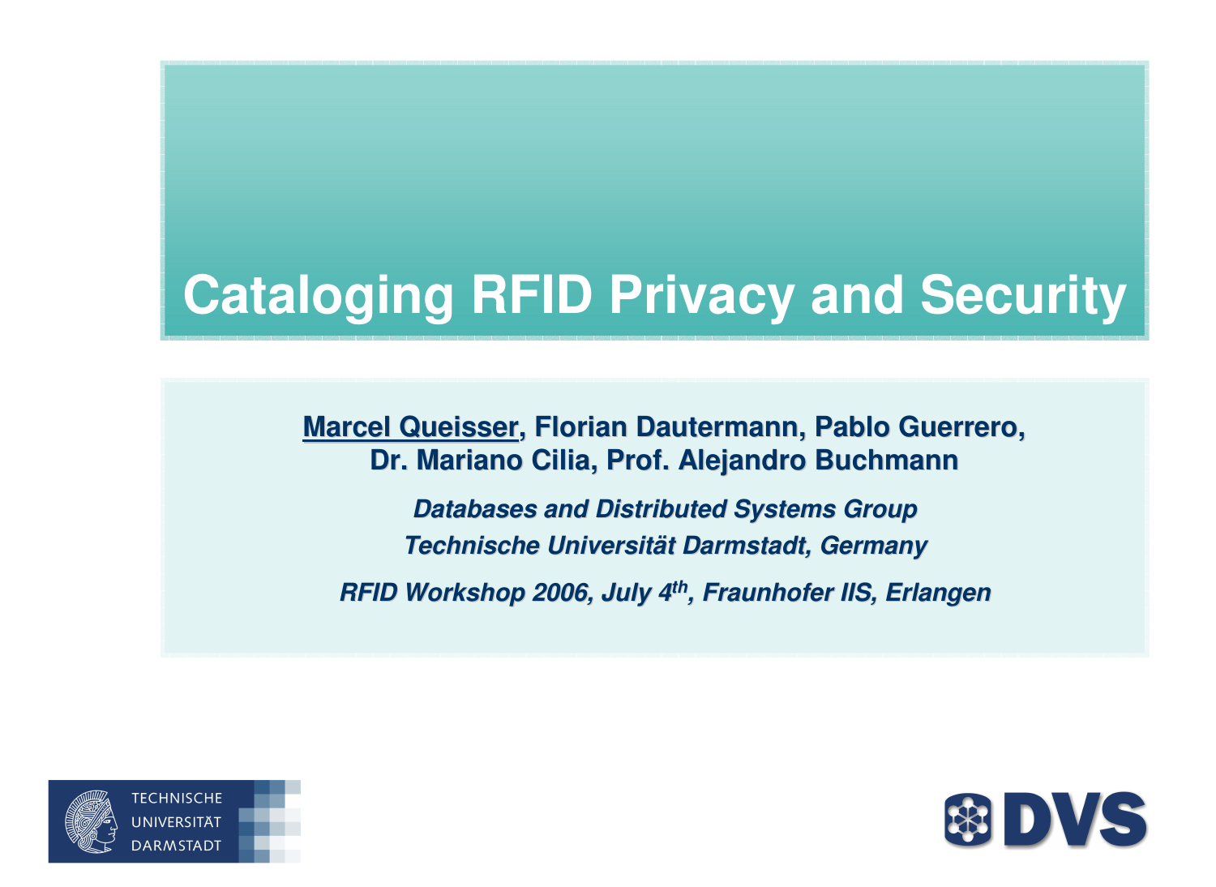# Cataloging RFID Privacy and Security

**<u>Marcel Queisser</u>, Florian Dautermann, Pablo Guerrero, Dr. Mariano Cilia, Prof. Alejandro Buchmann**

***Databases and Distributed Systems Group***

***Technische Universität Darmstadt, Germany***

***RFID Workshop 2006, July 4th, Fraunhofer IIS, Erlangen***

TECHNISCHE UNIVERSITÄT DARMSTADT

DVS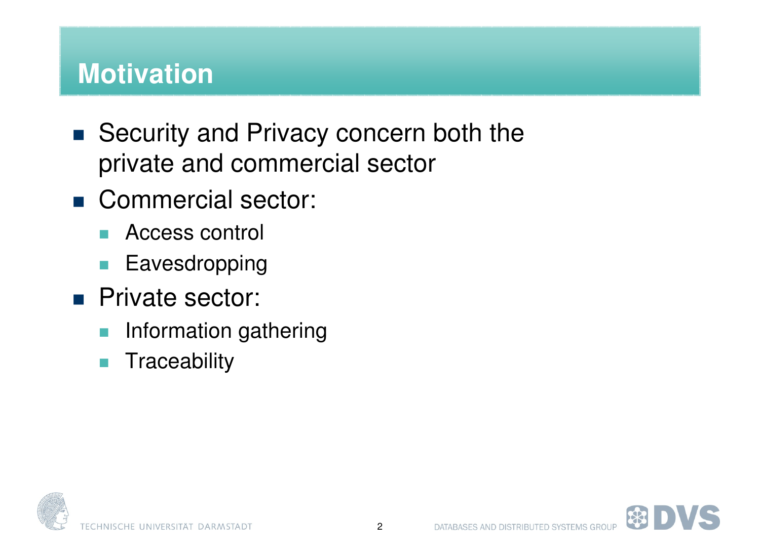# Motivation

- Security and Privacy concern both the private and commercial sector
- Commercial sector:
  - Access control
  - Eavesdropping
- Private sector:
  - Information gathering
  - Traceability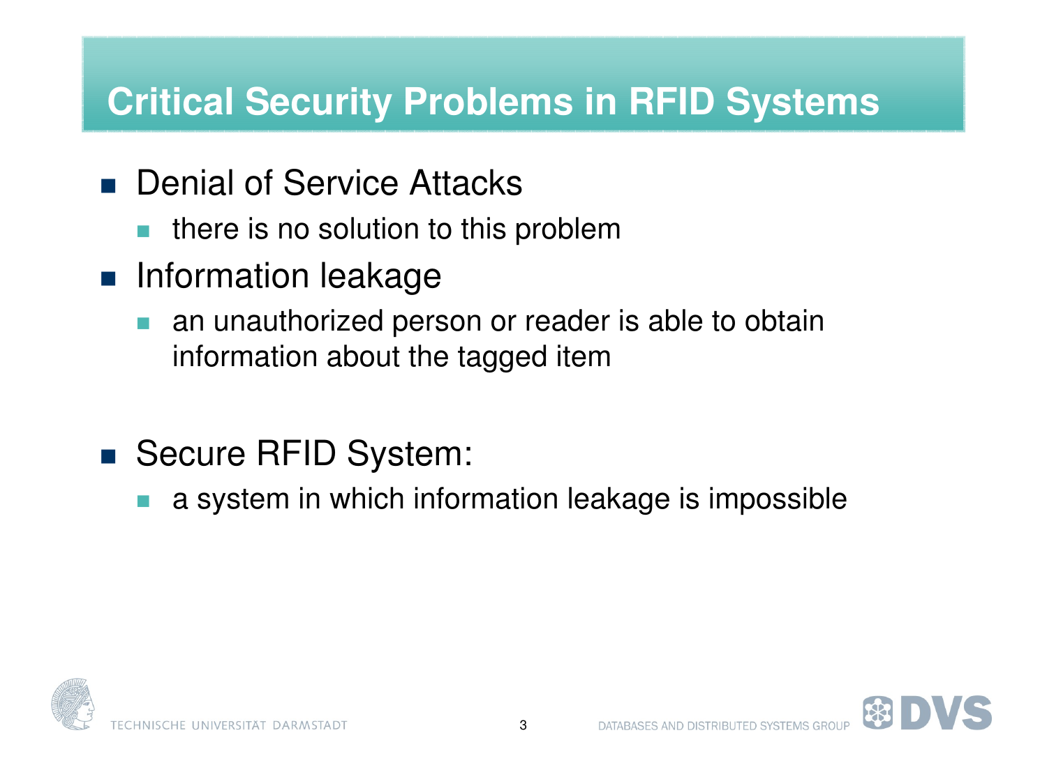# Critical Security Problems in RFID Systems

- Denial of Service Attacks
  - there is no solution to this problem
- Information leakage
  - an unauthorized person or reader is able to obtain information about the tagged item

- Secure RFID System:
  - a system in which information leakage is impossible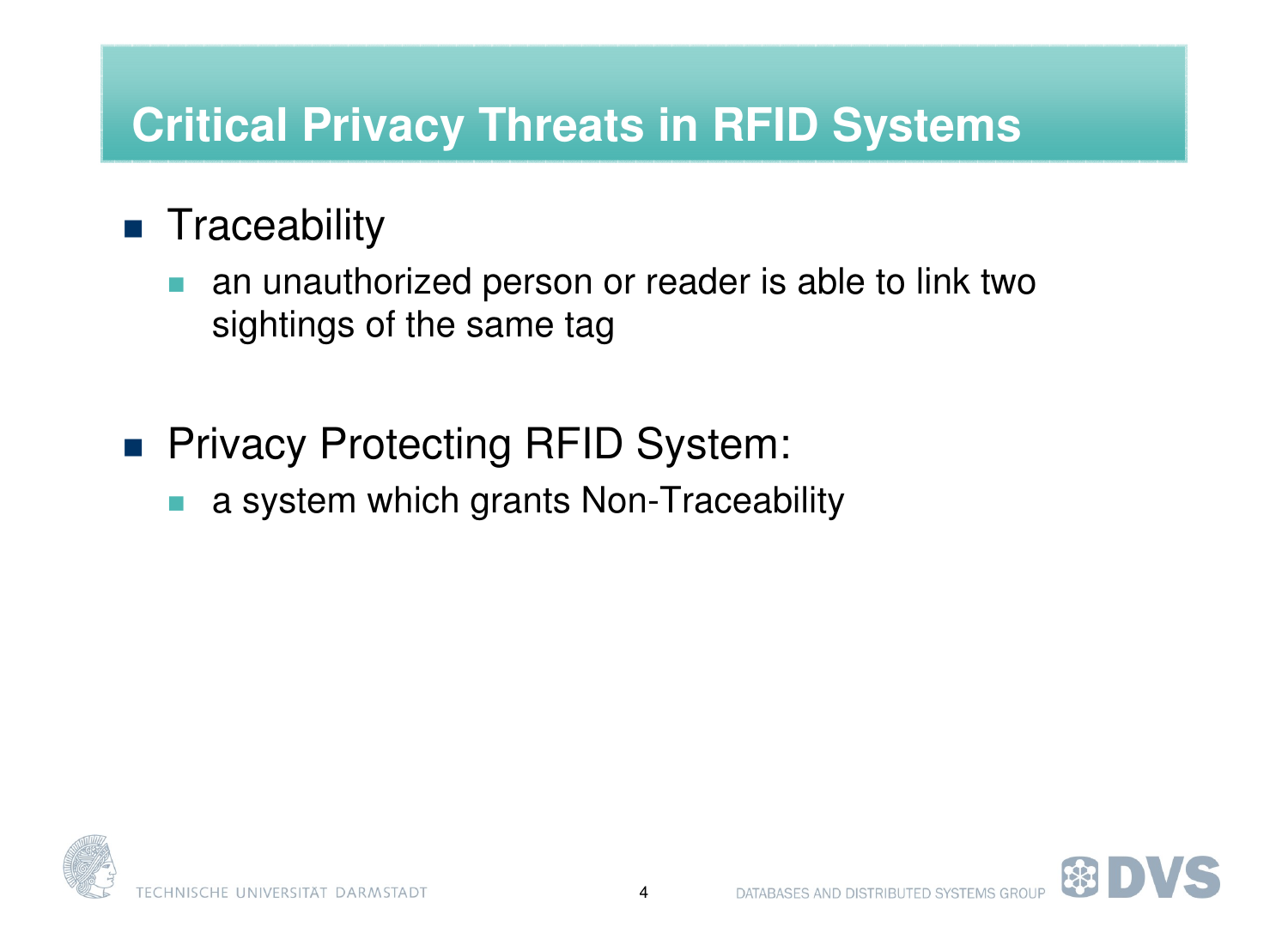# Critical Privacy Threats in RFID Systems

- Traceability
  - an unauthorized person or reader is able to link two sightings of the same tag

- Privacy Protecting RFID System:
  - a system which grants Non-Traceability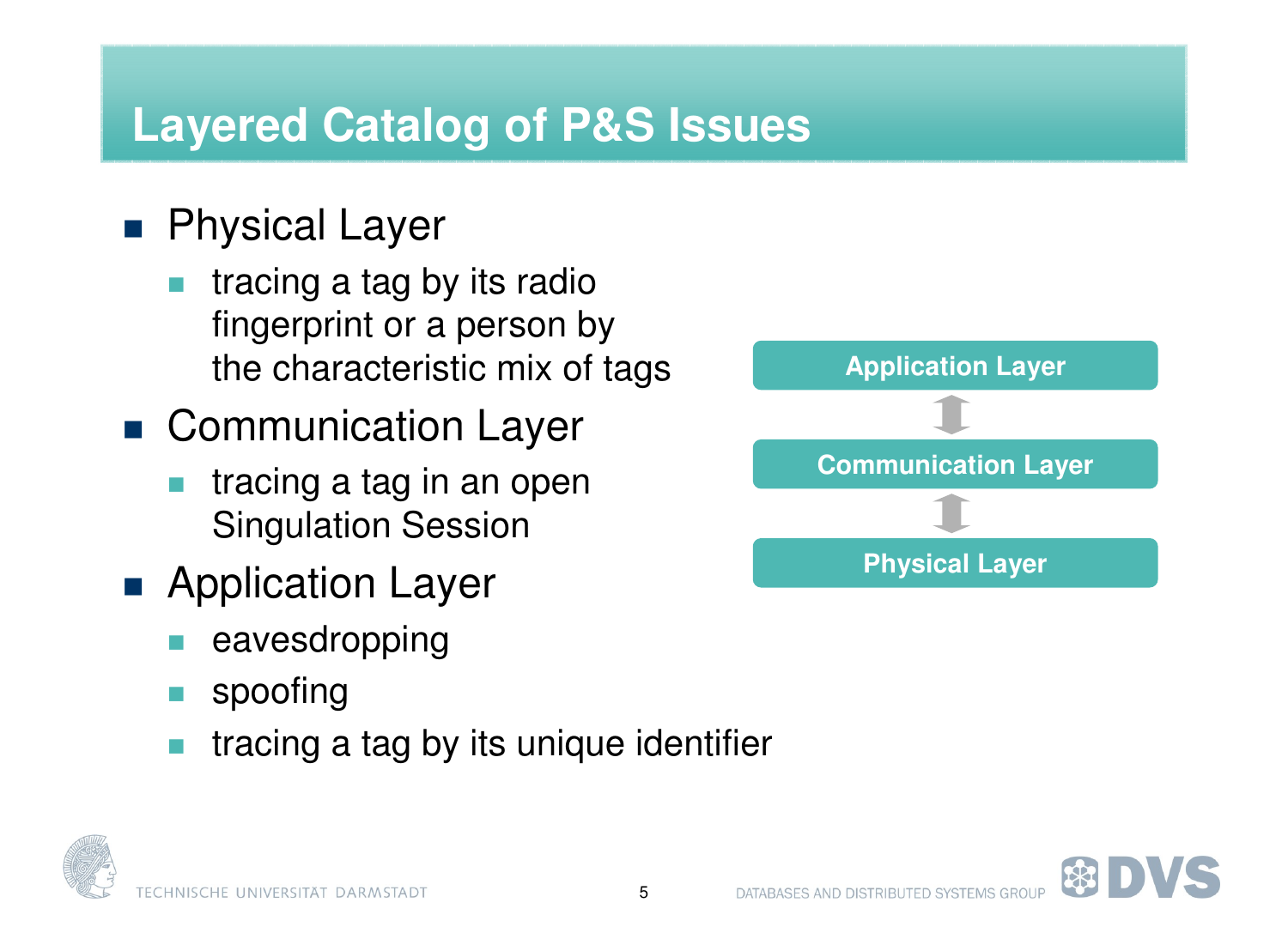# Layered Catalog of P&S Issues

- Physical Layer
  - tracing a tag by its radio fingerprint or a person by the characteristic mix of tags
- Communication Layer
  - tracing a tag in an open Singulation Session
- Application Layer
  - eavesdropping
  - spoofing
  - tracing a tag by its unique identifier

Application Layer

Communication Layer

Physical Layer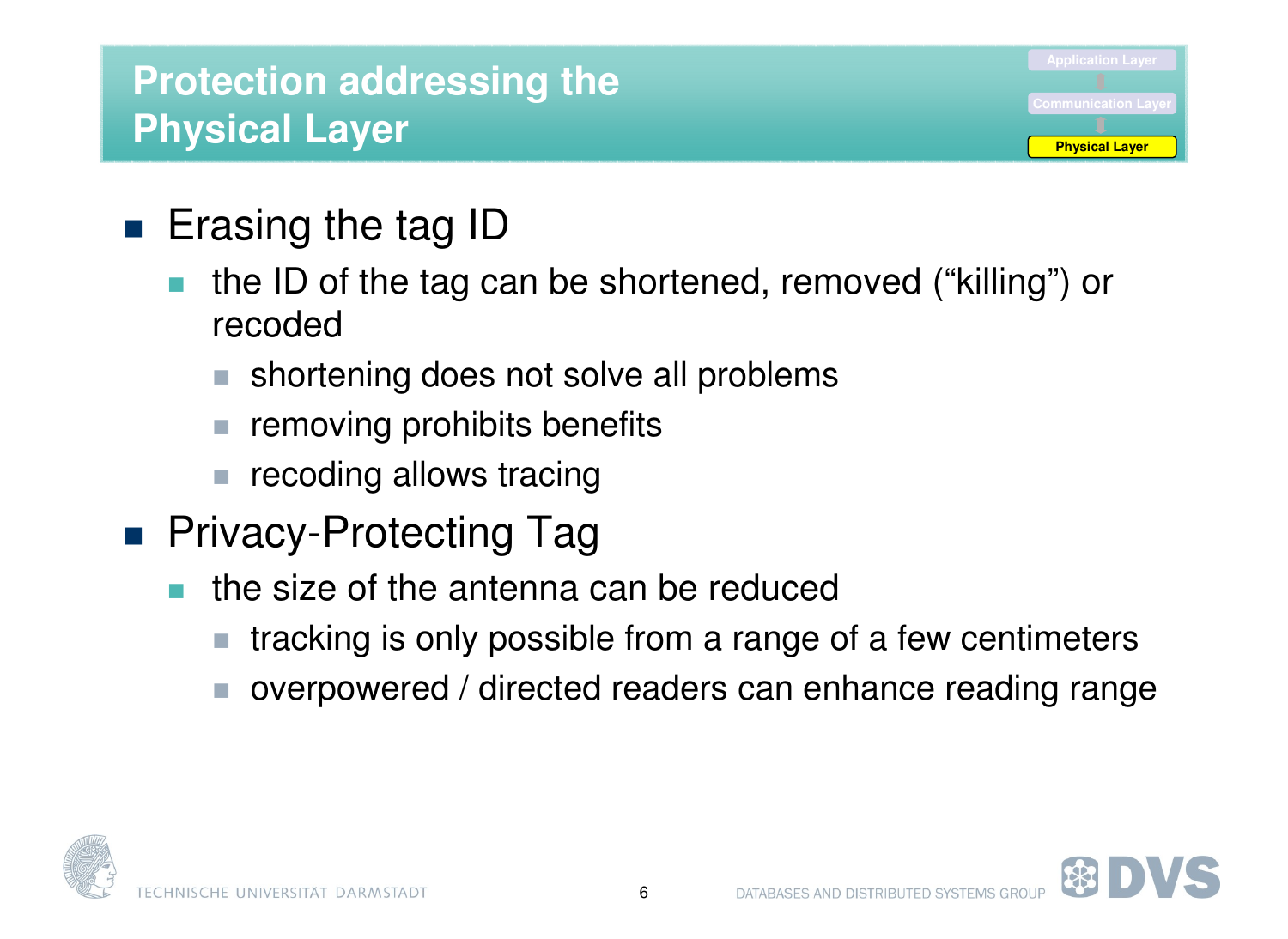# Protection addressing the Physical Layer

- Erasing the tag ID
  - the ID of the tag can be shortened, removed ("killing") or recoded
    - shortening does not solve all problems
    - removing prohibits benefits
    - recoding allows tracing
- Privacy-Protecting Tag
  - the size of the antenna can be reduced
    - tracking is only possible from a range of a few centimeters
    - overpowered / directed readers can enhance reading range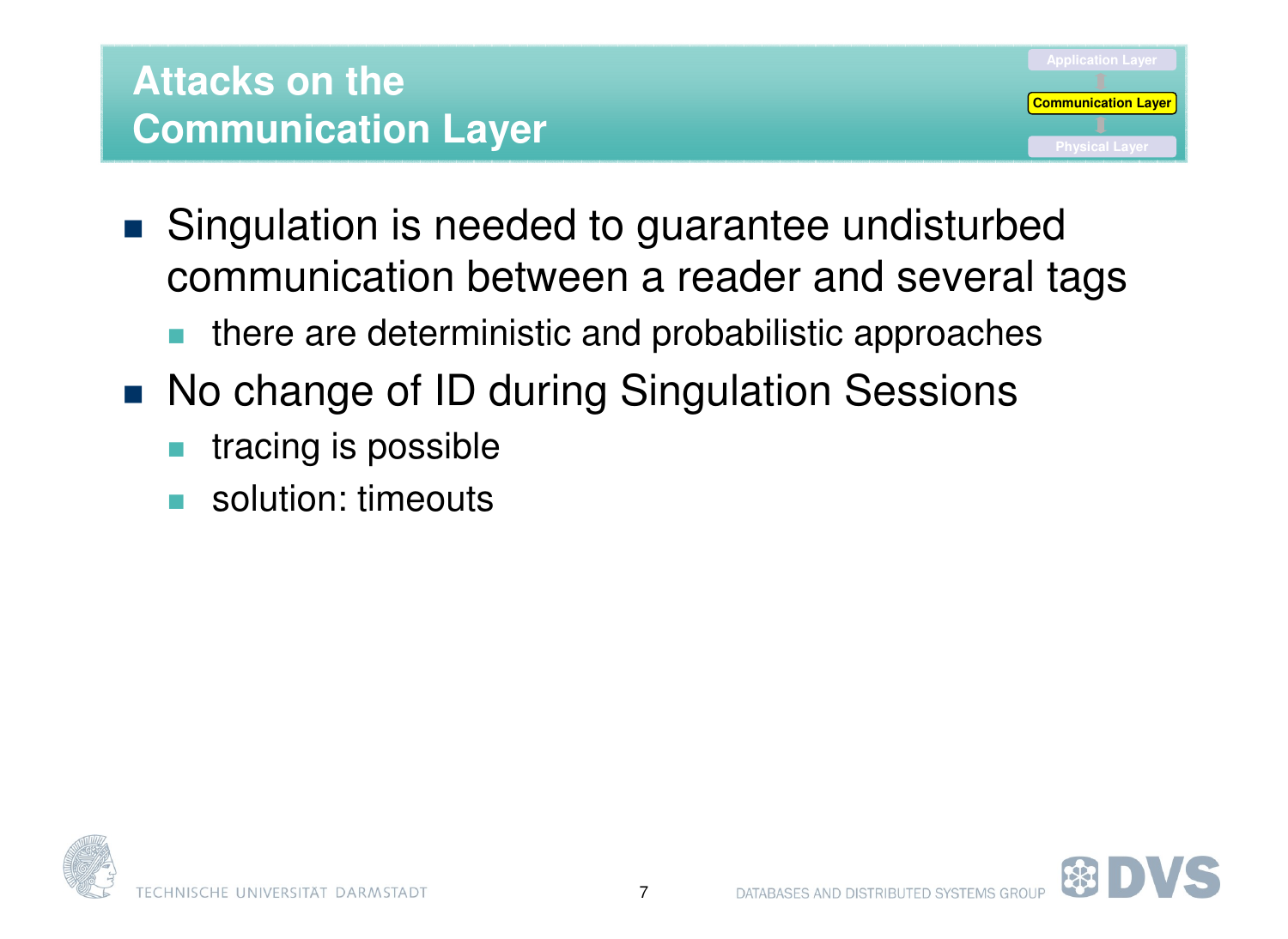# Attacks on the Communication Layer

- Singulation is needed to guarantee undisturbed communication between a reader and several tags
  - there are deterministic and probabilistic approaches
- No change of ID during Singulation Sessions
  - tracing is possible
  - solution: timeouts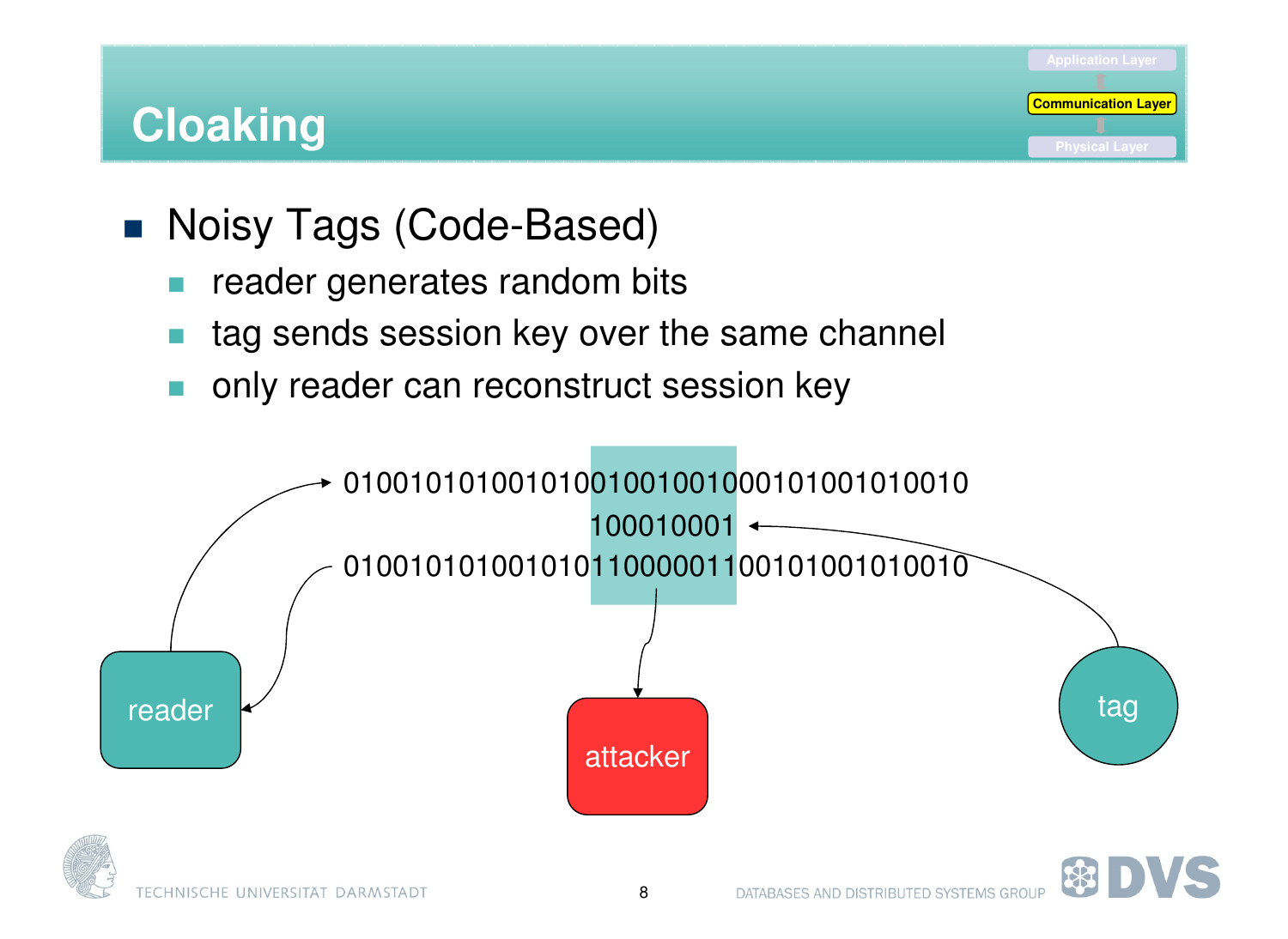# Cloaking

- Noisy Tags (Code-Based)
  - reader generates random bits
  - tag sends session key over the same channel
  - only reader can reconstruct session key

```
010010101001010010010010001010010100​10
                   100010001
0100101010010101100000110010100101001​0
```

reader

attacker

tag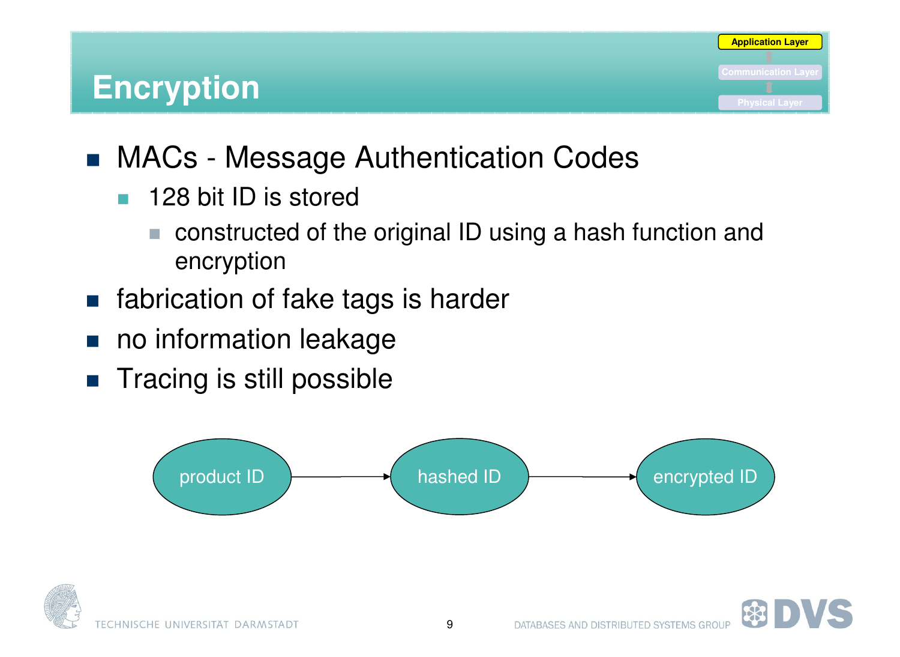# Encryption

- MACs - Message Authentication Codes
  - 128 bit ID is stored
    - constructed of the original ID using a hash function and encryption
- fabrication of fake tags is harder
- no information leakage
- Tracing is still possible

product ID → hashed ID → encrypted ID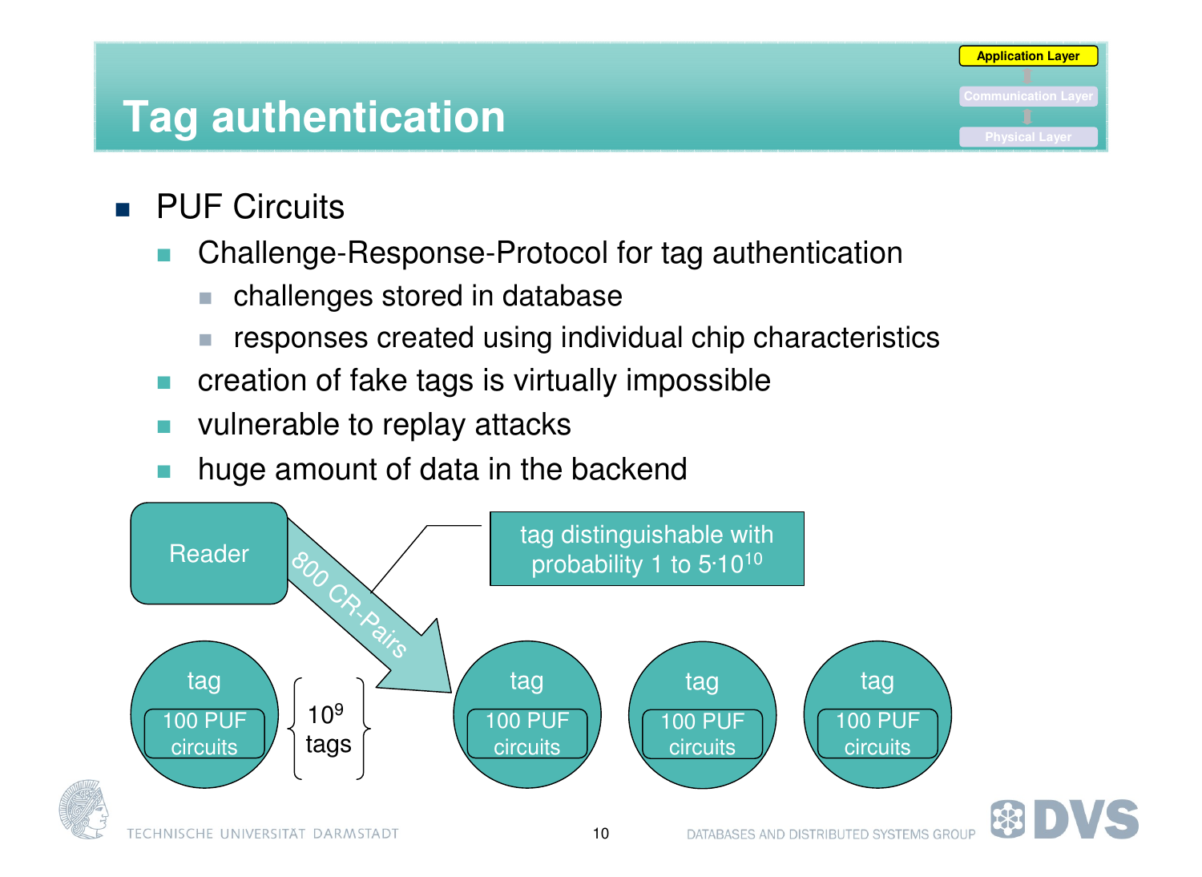# Tag authentication

- PUF Circuits
  - Challenge-Response-Protocol for tag authentication
    - challenges stored in database
    - responses created using individual chip characteristics
  - creation of fake tags is virtually impossible
  - vulnerable to replay attacks
  - huge amount of data in the backend

Reader

800 CR-Pairs

tag distinguishable with probability 1 to $5 \cdot 10^{10}$

tag — 100 PUF circuits

$10^9$ tags

tag — 100 PUF circuits

tag — 100 PUF circuits

tag — 100 PUF circuits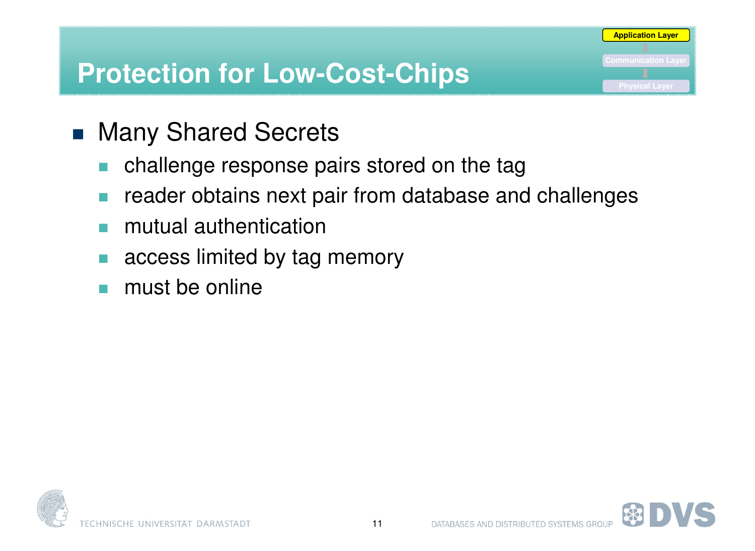# Protection for Low-Cost-Chips

- Many Shared Secrets
  - challenge response pairs stored on the tag
  - reader obtains next pair from database and challenges
  - mutual authentication
  - access limited by tag memory
  - must be online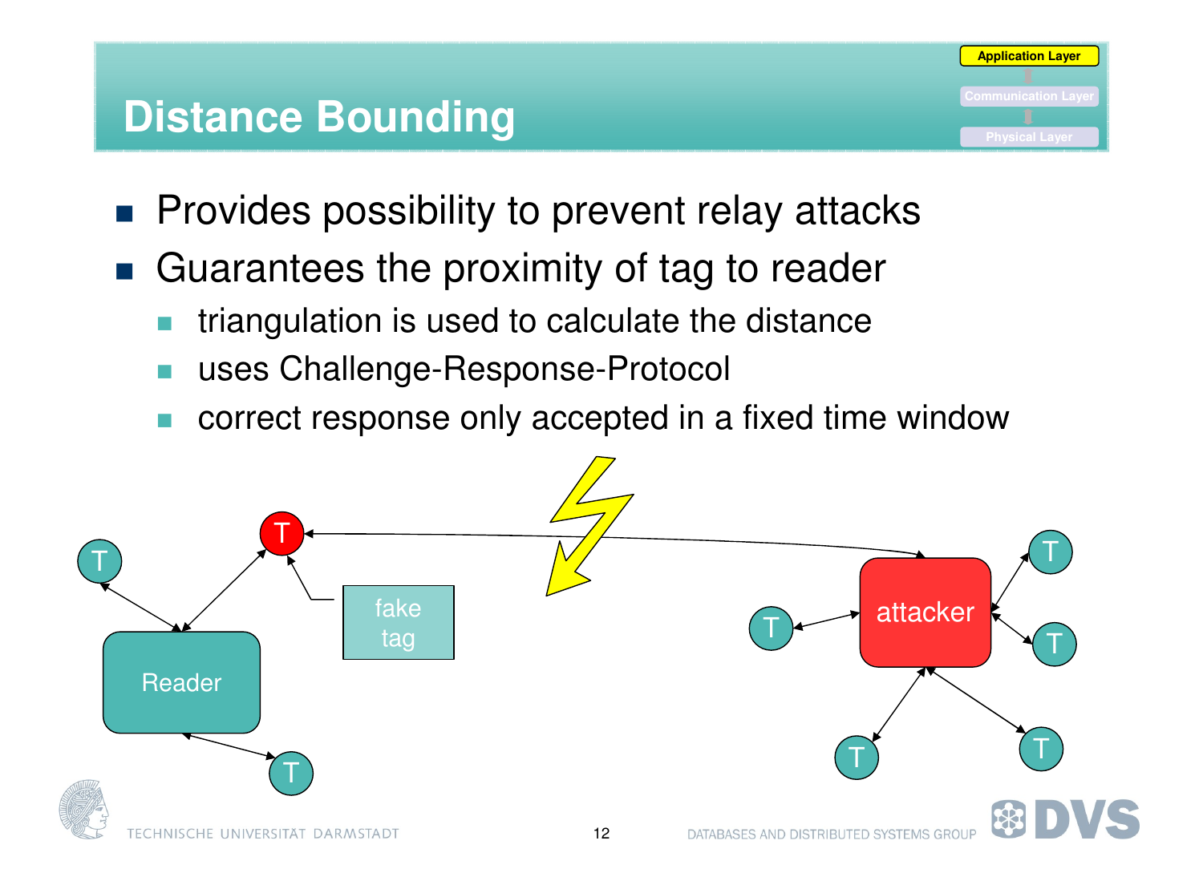# Distance Bounding

- Provides possibility to prevent relay attacks
- Guarantees the proximity of tag to reader
  - triangulation is used to calculate the distance
  - uses Challenge-Response-Protocol
  - correct response only accepted in a fixed time window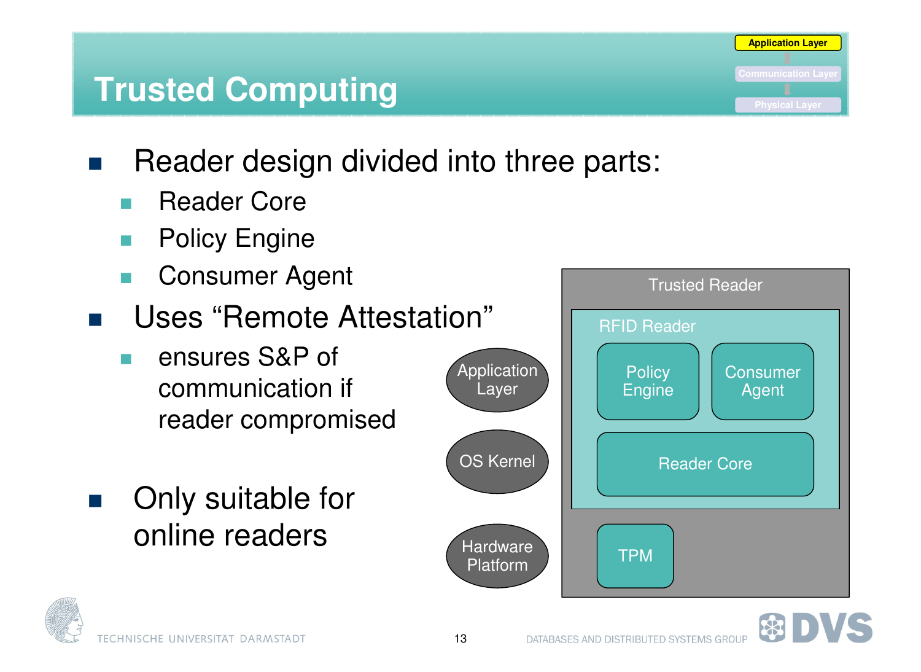# Trusted Computing

- Reader design divided into three parts:
  - Reader Core
  - Policy Engine
  - Consumer Agent
- Uses “Remote Attestation”
  - ensures S&P of communication if reader compromised
- Only suitable for online readers

Application Layer

OS Kernel

Hardware Platform

Trusted Reader

RFID Reader

Policy Engine

Consumer Agent

Reader Core

TPM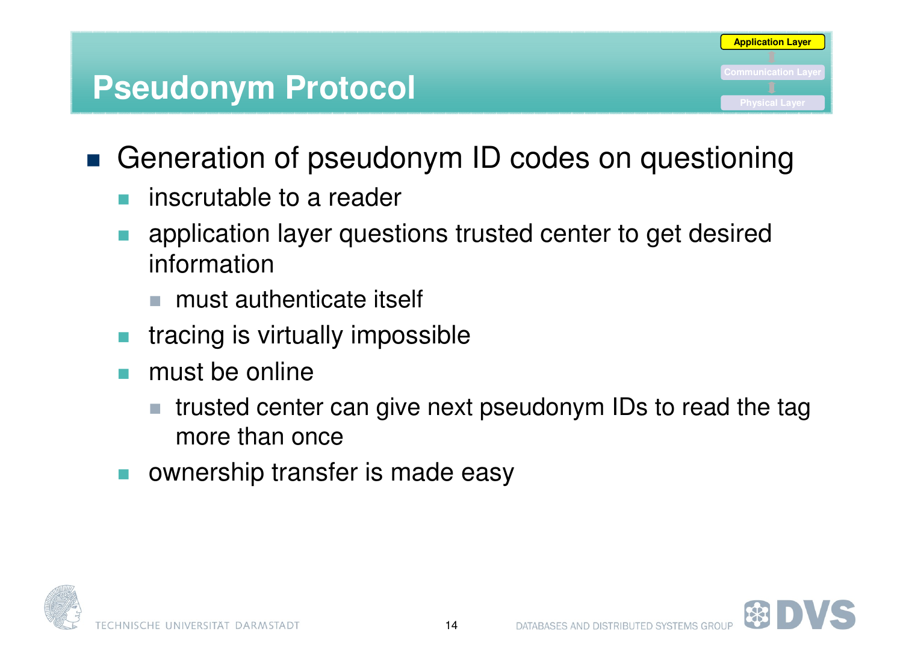# Pseudonym Protocol

- Generation of pseudonym ID codes on questioning
  - inscrutable to a reader
  - application layer questions trusted center to get desired information
    - must authenticate itself
  - tracing is virtually impossible
  - must be online
    - trusted center can give next pseudonym IDs to read the tag more than once
  - ownership transfer is made easy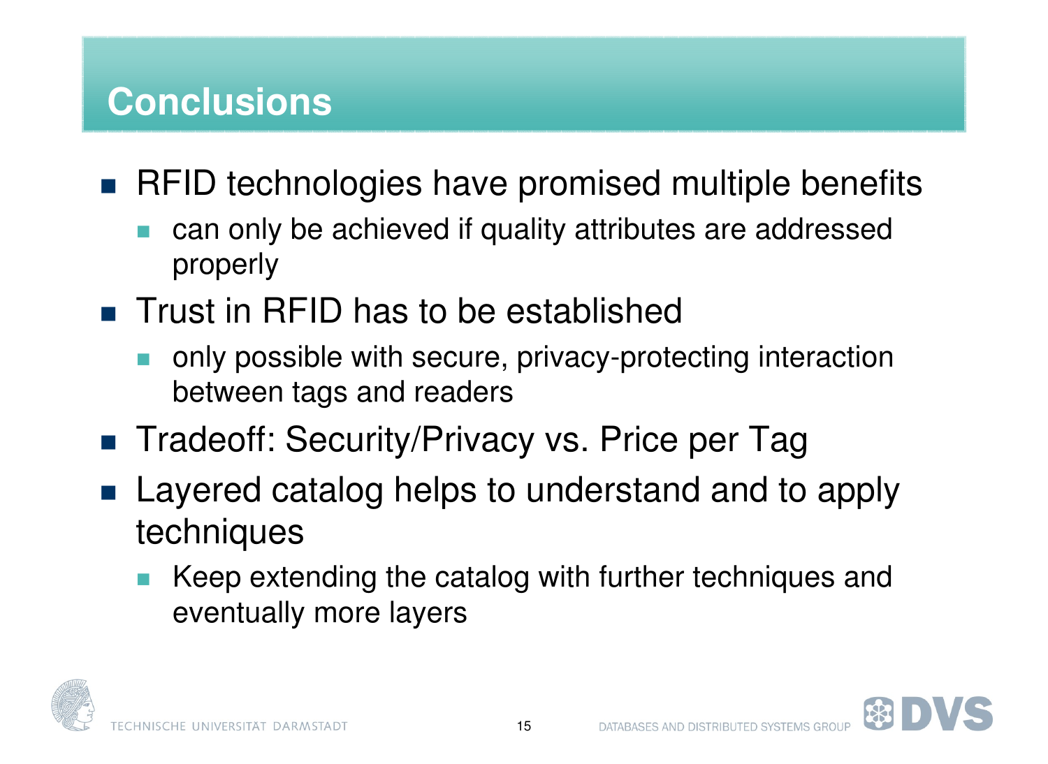# Conclusions

- RFID technologies have promised multiple benefits
  - can only be achieved if quality attributes are addressed properly
- Trust in RFID has to be established
  - only possible with secure, privacy-protecting interaction between tags and readers
- Tradeoff: Security/Privacy vs. Price per Tag
- Layered catalog helps to understand and to apply techniques
  - Keep extending the catalog with further techniques and eventually more layers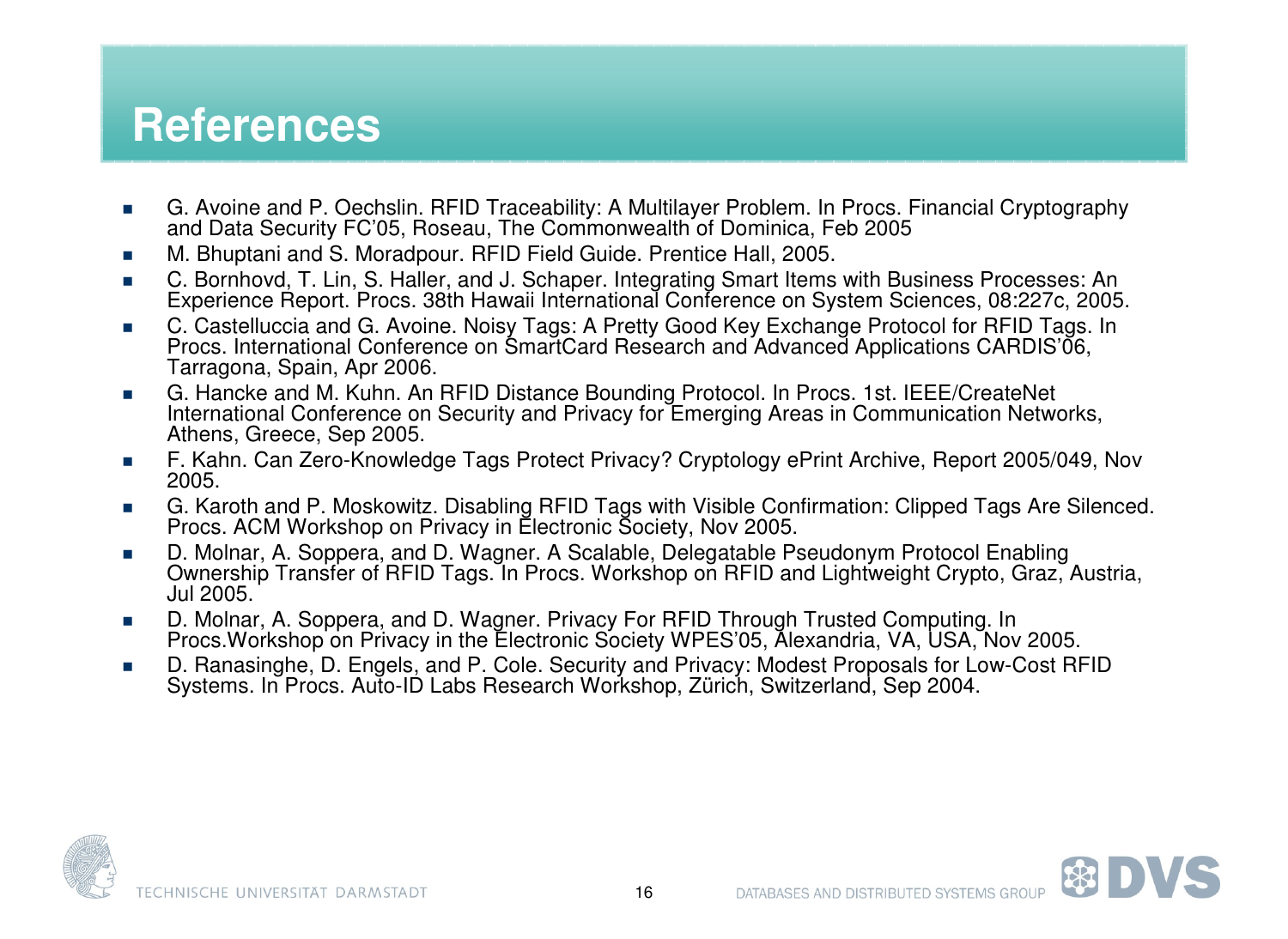# References

- G. Avoine and P. Oechslin. RFID Traceability: A Multilayer Problem. In Procs. Financial Cryptography and Data Security FC'05, Roseau, The Commonwealth of Dominica, Feb 2005
- M. Bhuptani and S. Moradpour. RFID Field Guide. Prentice Hall, 2005.
- C. Bornhovd, T. Lin, S. Haller, and J. Schaper. Integrating Smart Items with Business Processes: An Experience Report. Procs. 38th Hawaii International Conference on System Sciences, 08:227c, 2005.
- C. Castelluccia and G. Avoine. Noisy Tags: A Pretty Good Key Exchange Protocol for RFID Tags. In Procs. International Conference on SmartCard Research and Advanced Applications CARDIS'06, Tarragona, Spain, Apr 2006.
- G. Hancke and M. Kuhn. An RFID Distance Bounding Protocol. In Procs. 1st. IEEE/CreateNet International Conference on Security and Privacy for Emerging Areas in Communication Networks, Athens, Greece, Sep 2005.
- F. Kahn. Can Zero-Knowledge Tags Protect Privacy? Cryptology ePrint Archive, Report 2005/049, Nov 2005.
- G. Karoth and P. Moskowitz. Disabling RFID Tags with Visible Confirmation: Clipped Tags Are Silenced. Procs. ACM Workshop on Privacy in Electronic Society, Nov 2005.
- D. Molnar, A. Soppera, and D. Wagner. A Scalable, Delegatable Pseudonym Protocol Enabling Ownership Transfer of RFID Tags. In Procs. Workshop on RFID and Lightweight Crypto, Graz, Austria, Jul 2005.
- D. Molnar, A. Soppera, and D. Wagner. Privacy For RFID Through Trusted Computing. In Procs.Workshop on Privacy in the Electronic Society WPES'05, Alexandria, VA, USA, Nov 2005.
- D. Ranasinghe, D. Engels, and P. Cole. Security and Privacy: Modest Proposals for Low-Cost RFID Systems. In Procs. Auto-ID Labs Research Workshop, Zürich, Switzerland, Sep 2004.